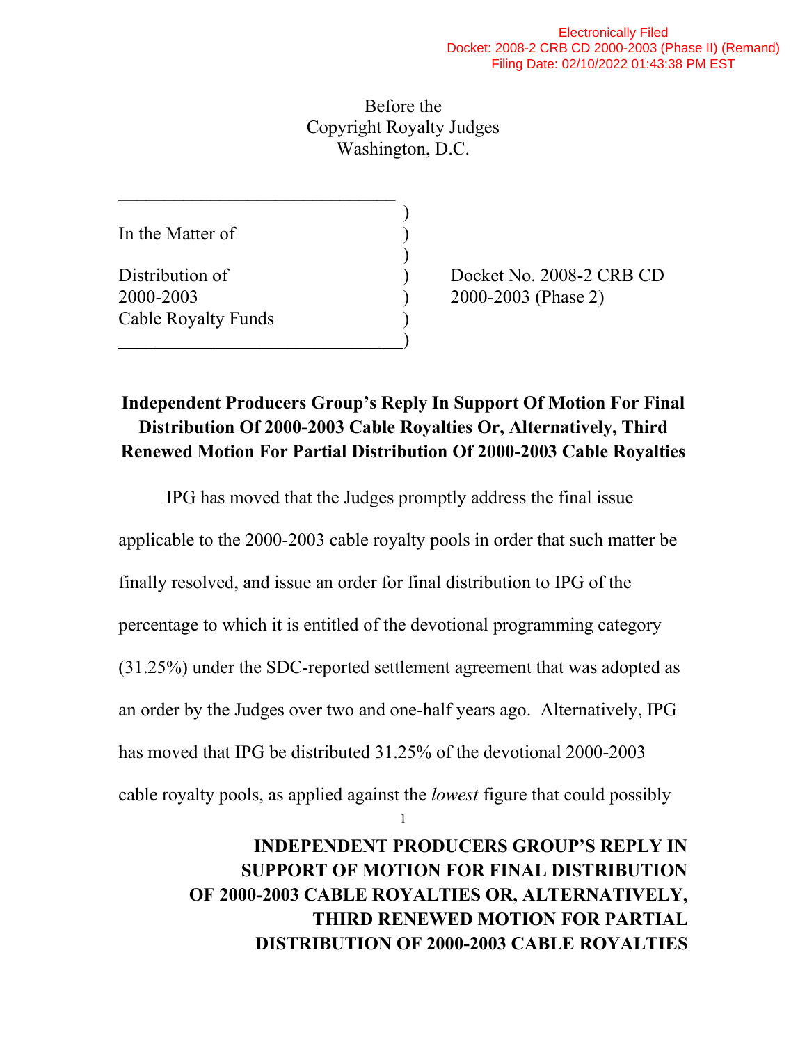Electronically Filed
Docket: 2008-2 CRB CD 2000-2003 (Phase II) (Remand)
Filing Date: 02/10/2022 01:43:38 PM EST

Before the
Copyright Royalty Judges
Washington, D.C.

| | | |
|---|---|---|
| In the Matter of | ) | |
| | ) | |
| Distribution of | ) | Docket No. 2008-2 CRB CD |
| 2000-2003 | ) | 2000-2003 (Phase 2) |
| Cable Royalty Funds | ) | |

## Independent Producers Group's Reply In Support Of Motion For Final Distribution Of 2000-2003 Cable Royalties Or, Alternatively, Third Renewed Motion For Partial Distribution Of 2000-2003 Cable Royalties

IPG has moved that the Judges promptly address the final issue applicable to the 2000-2003 cable royalty pools in order that such matter be finally resolved, and issue an order for final distribution to IPG of the percentage to which it is entitled of the devotional programming category (31.25%) under the SDC-reported settlement agreement that was adopted as an order by the Judges over two and one-half years ago. Alternatively, IPG has moved that IPG be distributed 31.25% of the devotional 2000-2003 cable royalty pools, as applied against the *lowest* figure that could possibly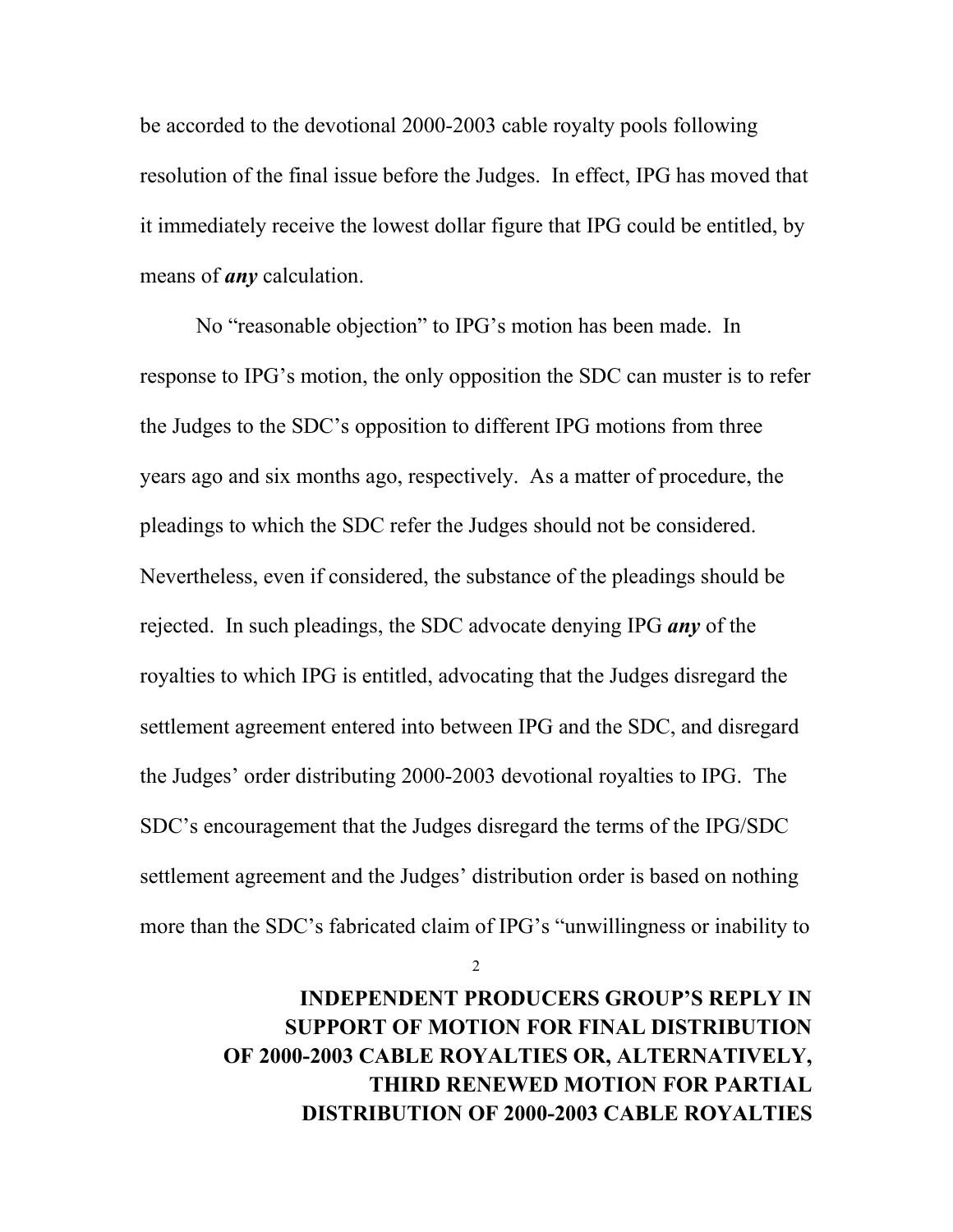be accorded to the devotional 2000-2003 cable royalty pools following resolution of the final issue before the Judges. In effect, IPG has moved that it immediately receive the lowest dollar figure that IPG could be entitled, by means of ***any*** calculation.

No "reasonable objection" to IPG's motion has been made. In response to IPG's motion, the only opposition the SDC can muster is to refer the Judges to the SDC's opposition to different IPG motions from three years ago and six months ago, respectively. As a matter of procedure, the pleadings to which the SDC refer the Judges should not be considered. Nevertheless, even if considered, the substance of the pleadings should be rejected. In such pleadings, the SDC advocate denying IPG ***any*** of the royalties to which IPG is entitled, advocating that the Judges disregard the settlement agreement entered into between IPG and the SDC, and disregard the Judges' order distributing 2000-2003 devotional royalties to IPG. The SDC's encouragement that the Judges disregard the terms of the IPG/SDC settlement agreement and the Judges' distribution order is based on nothing more than the SDC's fabricated claim of IPG's "unwillingness or inability to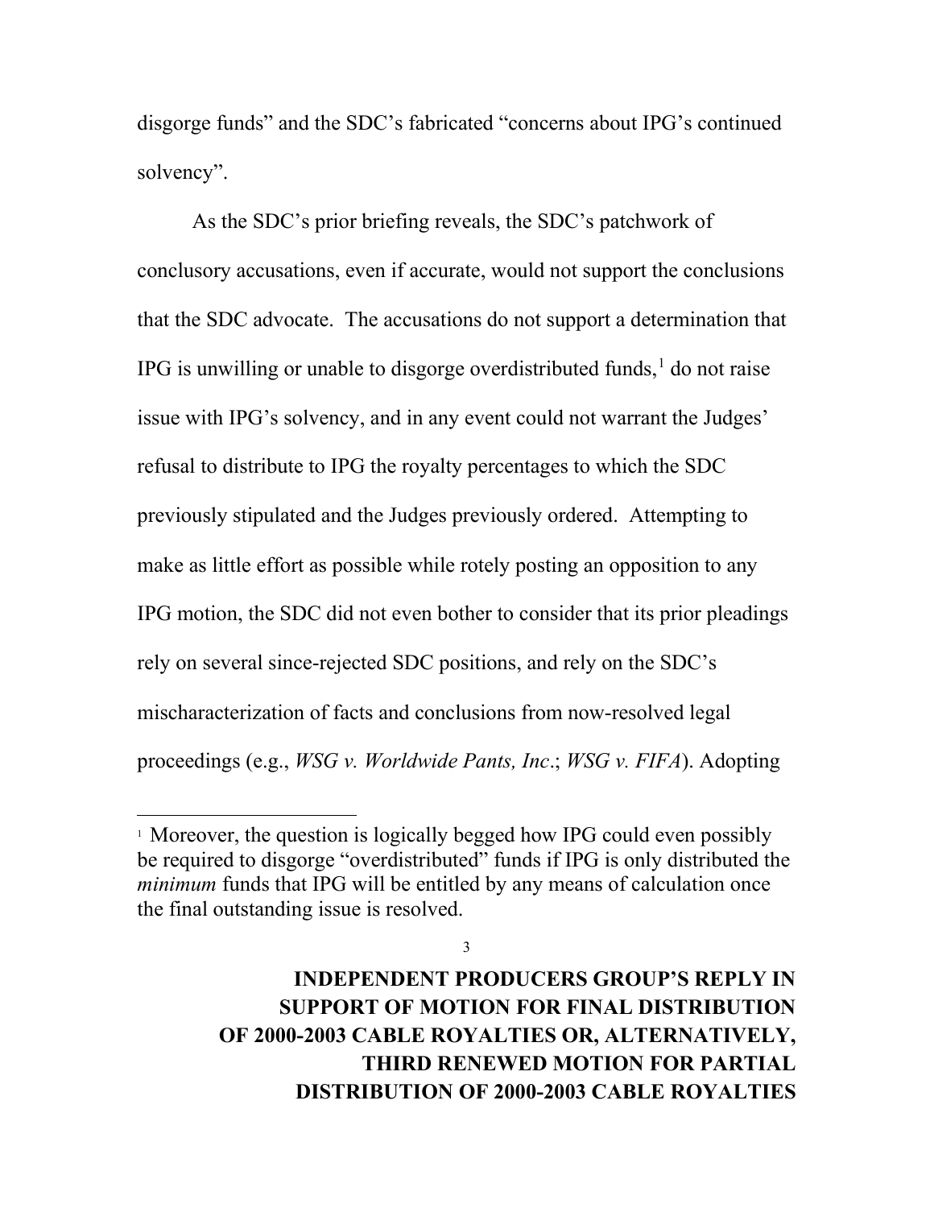disgorge funds" and the SDC's fabricated "concerns about IPG's continued solvency".

As the SDC's prior briefing reveals, the SDC's patchwork of conclusory accusations, even if accurate, would not support the conclusions that the SDC advocate. The accusations do not support a determination that IPG is unwilling or unable to disgorge overdistributed funds,[1] do not raise issue with IPG's solvency, and in any event could not warrant the Judges' refusal to distribute to IPG the royalty percentages to which the SDC previously stipulated and the Judges previously ordered. Attempting to make as little effort as possible while rotely posting an opposition to any IPG motion, the SDC did not even bother to consider that its prior pleadings rely on several since-rejected SDC positions, and rely on the SDC's mischaracterization of facts and conclusions from now-resolved legal proceedings (e.g., *WSG v. Worldwide Pants, Inc*.; *WSG v. FIFA*). Adopting

---

[1] Moreover, the question is logically begged how IPG could even possibly be required to disgorge "overdistributed" funds if IPG is only distributed the *minimum* funds that IPG will be entitled by any means of calculation once the final outstanding issue is resolved.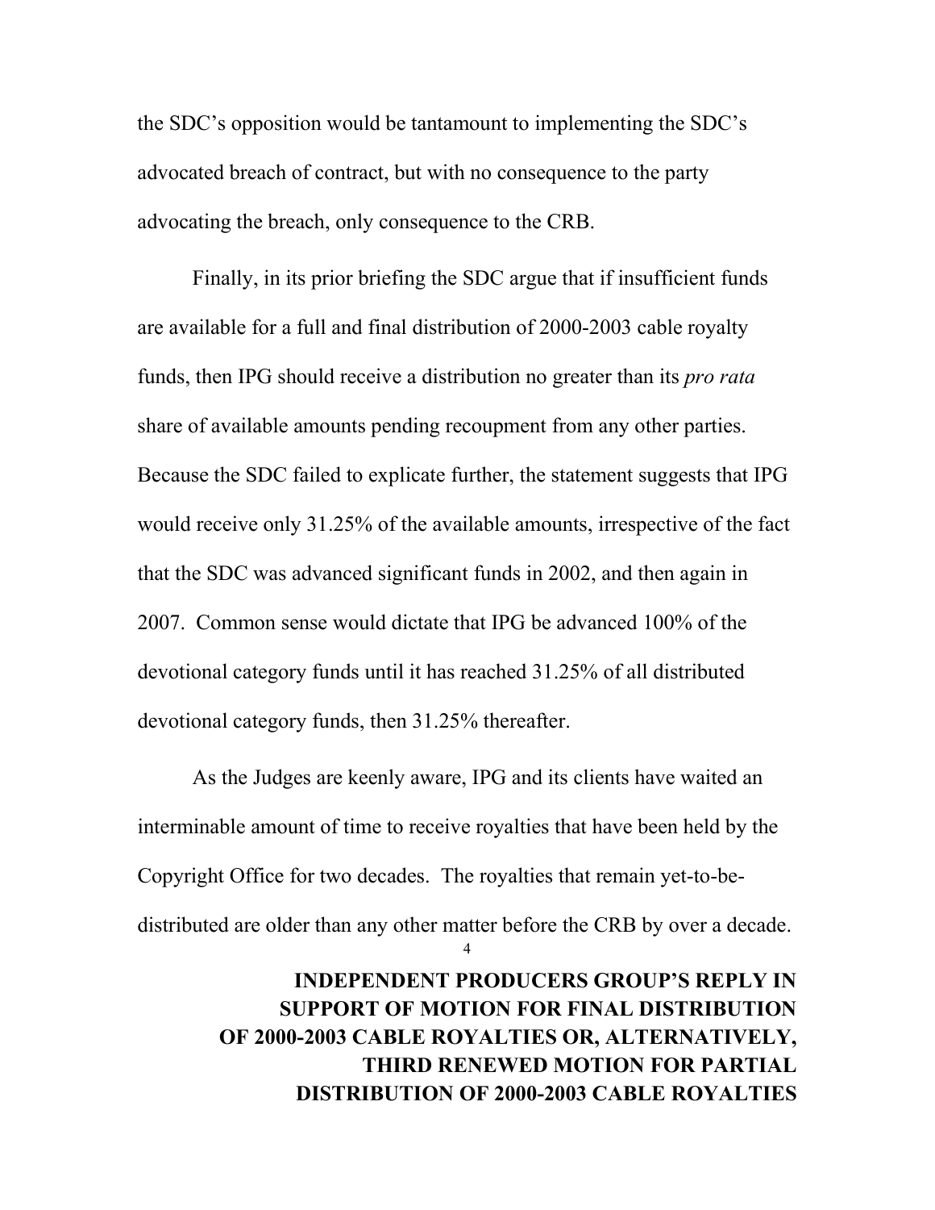the SDC's opposition would be tantamount to implementing the SDC's advocated breach of contract, but with no consequence to the party advocating the breach, only consequence to the CRB.

Finally, in its prior briefing the SDC argue that if insufficient funds are available for a full and final distribution of 2000-2003 cable royalty funds, then IPG should receive a distribution no greater than its *pro rata* share of available amounts pending recoupment from any other parties. Because the SDC failed to explicate further, the statement suggests that IPG would receive only 31.25% of the available amounts, irrespective of the fact that the SDC was advanced significant funds in 2002, and then again in 2007. Common sense would dictate that IPG be advanced 100% of the devotional category funds until it has reached 31.25% of all distributed devotional category funds, then 31.25% thereafter.

As the Judges are keenly aware, IPG and its clients have waited an interminable amount of time to receive royalties that have been held by the Copyright Office for two decades. The royalties that remain yet-to-be-distributed are older than any other matter before the CRB by over a decade.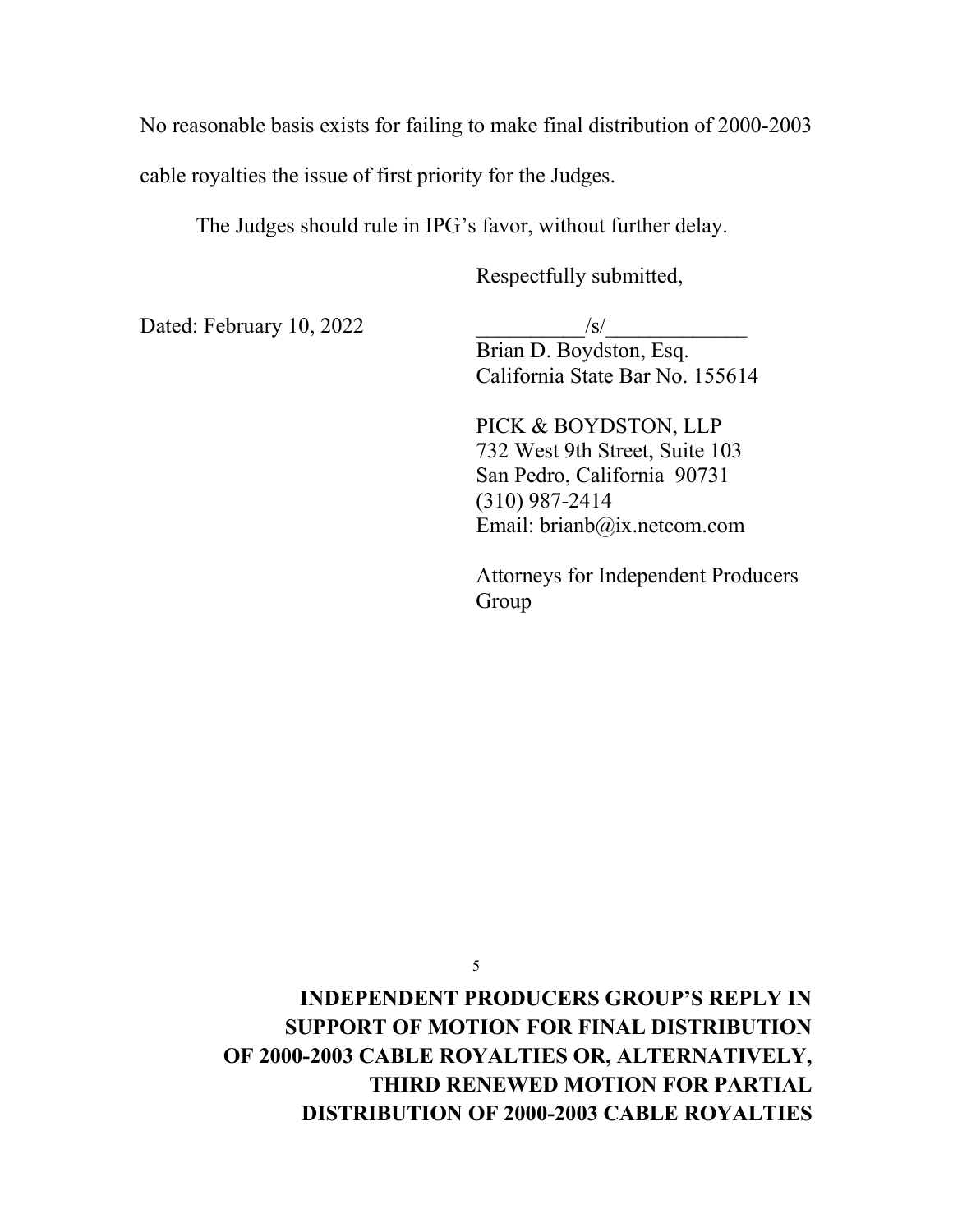No reasonable basis exists for failing to make final distribution of 2000-2003 cable royalties the issue of first priority for the Judges.

The Judges should rule in IPG's favor, without further delay.

Respectfully submitted,

Dated: February 10, 2022

__________/s/_____________
Brian D. Boydston, Esq.
California State Bar No. 155614

PICK & BOYDSTON, LLP
732 West 9th Street, Suite 103
San Pedro, California 90731
(310) 987-2414
Email: brianb@ix.netcom.com

Attorneys for Independent Producers Group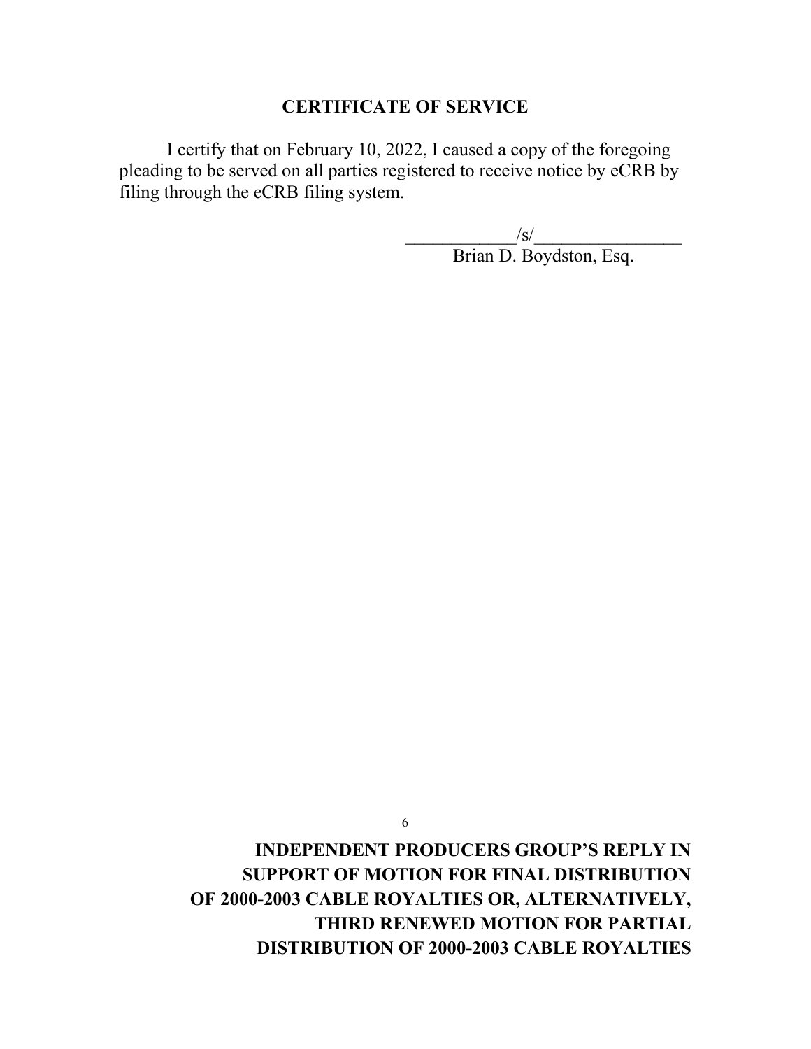## CERTIFICATE OF SERVICE

I certify that on February 10, 2022, I caused a copy of the foregoing pleading to be served on all parties registered to receive notice by eCRB by filing through the eCRB filing system.

____________/s/________________
Brian D. Boydston, Esq.

**INDEPENDENT PRODUCERS GROUP'S REPLY IN SUPPORT OF MOTION FOR FINAL DISTRIBUTION OF 2000-2003 CABLE ROYALTIES OR, ALTERNATIVELY, THIRD RENEWED MOTION FOR PARTIAL DISTRIBUTION OF 2000-2003 CABLE ROYALTIES**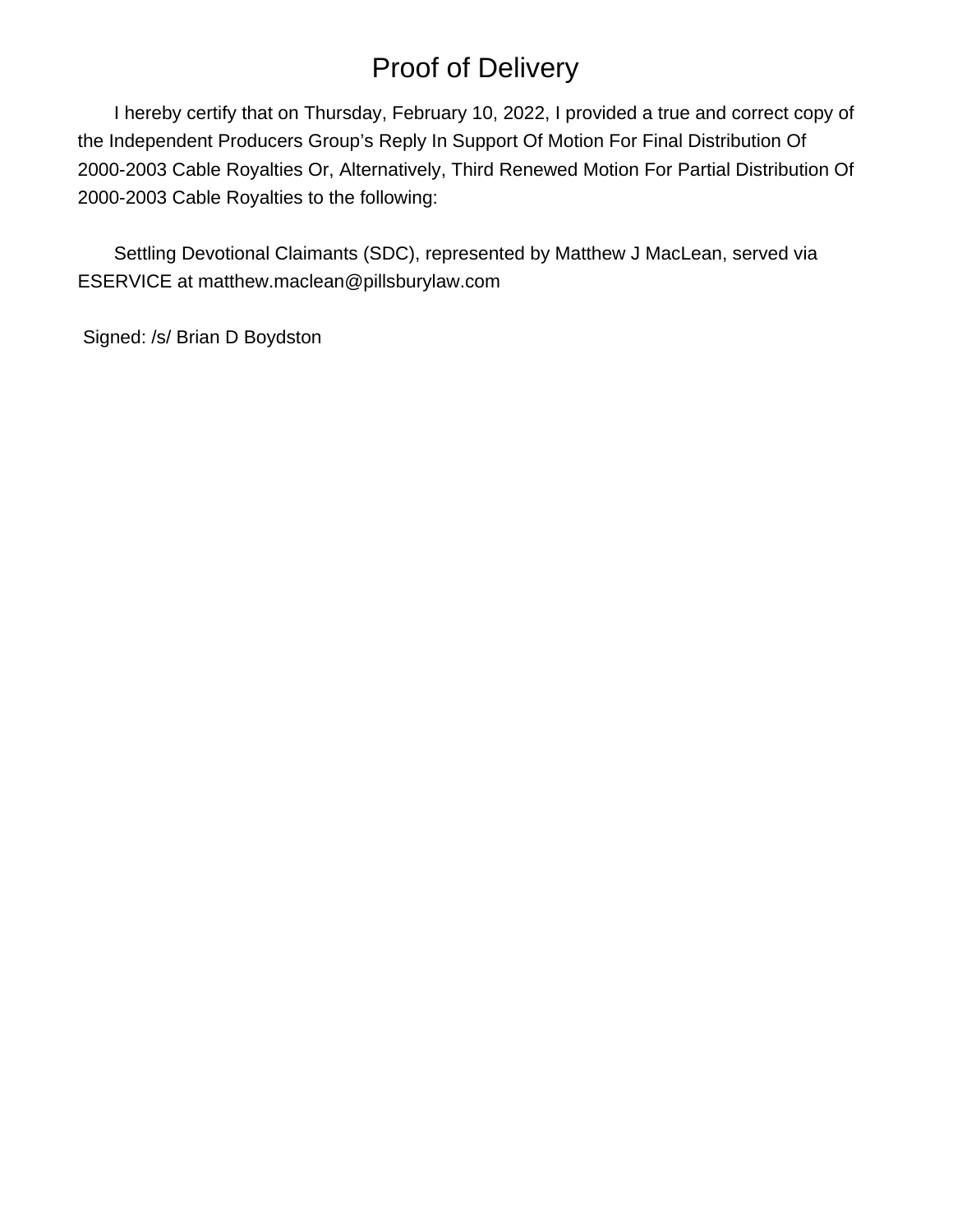# Proof of Delivery

I hereby certify that on Thursday, February 10, 2022, I provided a true and correct copy of the Independent Producers Group's Reply In Support Of Motion For Final Distribution Of 2000-2003 Cable Royalties Or, Alternatively, Third Renewed Motion For Partial Distribution Of 2000-2003 Cable Royalties to the following:

Settling Devotional Claimants (SDC), represented by Matthew J MacLean, served via ESERVICE at matthew.maclean@pillsburylaw.com

Signed: /s/ Brian D Boydston